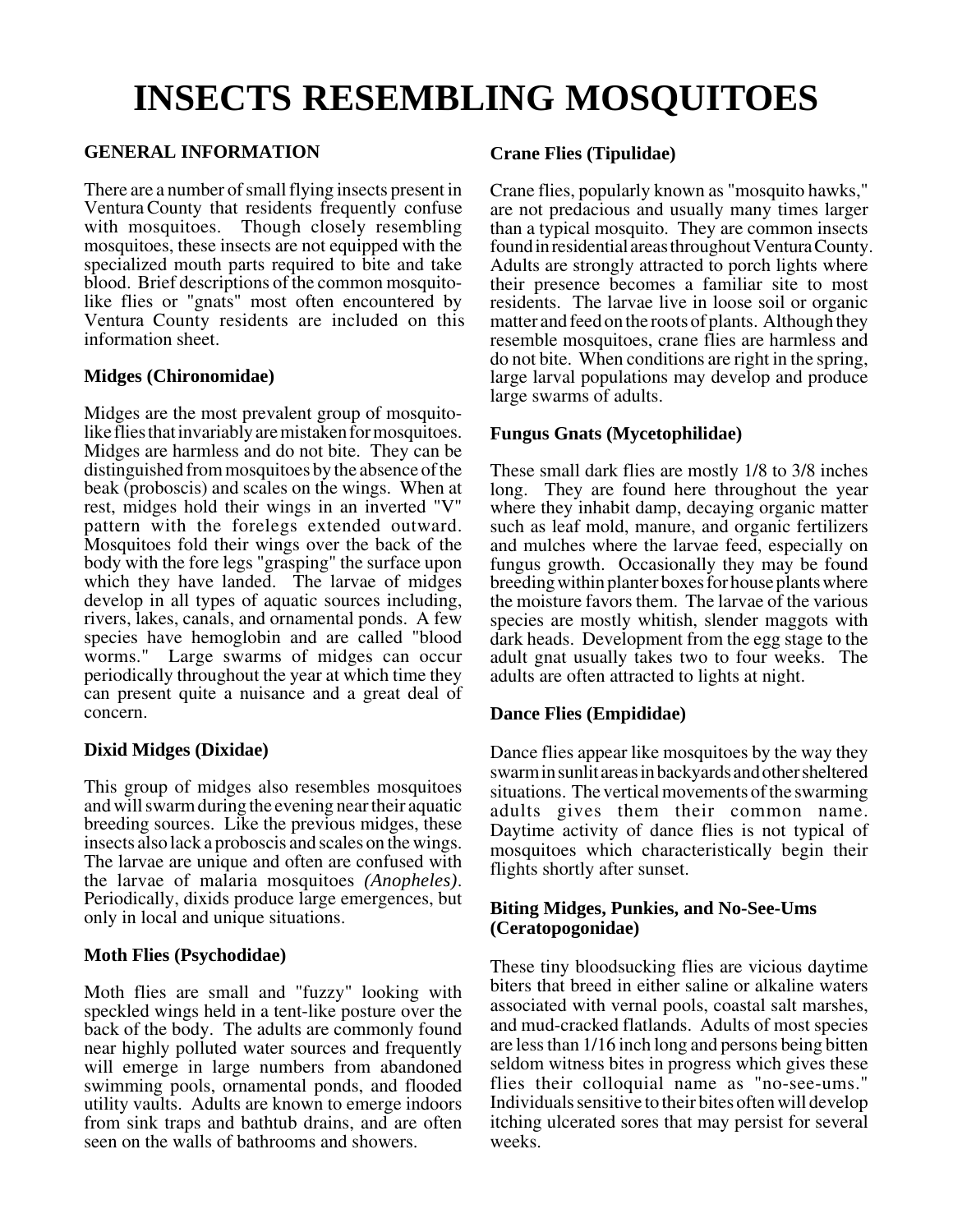# INSECTS RESEMBLING MOSQUITOES

## GENERAL INFORMATION

There are a number of small flying insects present in Ventura County that residents frequently confuse with mosquitoes. Though closely resembling mosquitoes, these insects are not equipped with the specialized mouth parts required to bite and take blood. Brief descriptions of the common mosquito-like flies or "gnats" most often encountered by Ventura County residents are included on this information sheet.

### Midges (Chironomidae)

Midges are the most prevalent group of mosquito-like flies that invariably are mistaken for mosquitoes. Midges are harmless and do not bite. They can be distinguished from mosquitoes by the absence of the beak (proboscis) and scales on the wings. When at rest, midges hold their wings in an inverted "V" pattern with the forelegs extended outward. Mosquitoes fold their wings over the back of the body with the fore legs "grasping" the surface upon which they have landed. The larvae of midges develop in all types of aquatic sources including, rivers, lakes, canals, and ornamental ponds. A few species have hemoglobin and are called "blood worms." Large swarms of midges can occur periodically throughout the year at which time they can present quite a nuisance and a great deal of concern.

### Dixid Midges (Dixidae)

This group of midges also resembles mosquitoes and will swarm during the evening near their aquatic breeding sources. Like the previous midges, these insects also lack a proboscis and scales on the wings. The larvae are unique and often are confused with the larvae of malaria mosquitoes *(Anopheles)*. Periodically, dixids produce large emergences, but only in local and unique situations.

### Moth Flies (Psychodidae)

Moth flies are small and "fuzzy" looking with speckled wings held in a tent-like posture over the back of the body. The adults are commonly found near highly polluted water sources and frequently will emerge in large numbers from abandoned swimming pools, ornamental ponds, and flooded utility vaults. Adults are known to emerge indoors from sink traps and bathtub drains, and are often seen on the walls of bathrooms and showers.

### Crane Flies (Tipulidae)

Crane flies, popularly known as "mosquito hawks," are not predacious and usually many times larger than a typical mosquito. They are common insects found in residential areas throughout Ventura County. Adults are strongly attracted to porch lights where their presence becomes a familiar site to most residents. The larvae live in loose soil or organic matter and feed on the roots of plants. Although they resemble mosquitoes, crane flies are harmless and do not bite. When conditions are right in the spring, large larval populations may develop and produce large swarms of adults.

### Fungus Gnats (Mycetophilidae)

These small dark flies are mostly 1/8 to 3/8 inches long. They are found here throughout the year where they inhabit damp, decaying organic matter such as leaf mold, manure, and organic fertilizers and mulches where the larvae feed, especially on fungus growth. Occasionally they may be found breeding within planter boxes for house plants where the moisture favors them. The larvae of the various species are mostly whitish, slender maggots with dark heads. Development from the egg stage to the adult gnat usually takes two to four weeks. The adults are often attracted to lights at night.

### Dance Flies (Empididae)

Dance flies appear like mosquitoes by the way they swarm in sunlit areas in backyards and other sheltered situations. The vertical movements of the swarming adults gives them their common name. Daytime activity of dance flies is not typical of mosquitoes which characteristically begin their flights shortly after sunset.

### Biting Midges, Punkies, and No-See-Ums (Ceratopogonidae)

These tiny bloodsucking flies are vicious daytime biters that breed in either saline or alkaline waters associated with vernal pools, coastal salt marshes, and mud-cracked flatlands. Adults of most species are less than 1/16 inch long and persons being bitten seldom witness bites in progress which gives these flies their colloquial name as "no-see-ums." Individuals sensitive to their bites often will develop itching ulcerated sores that may persist for several weeks.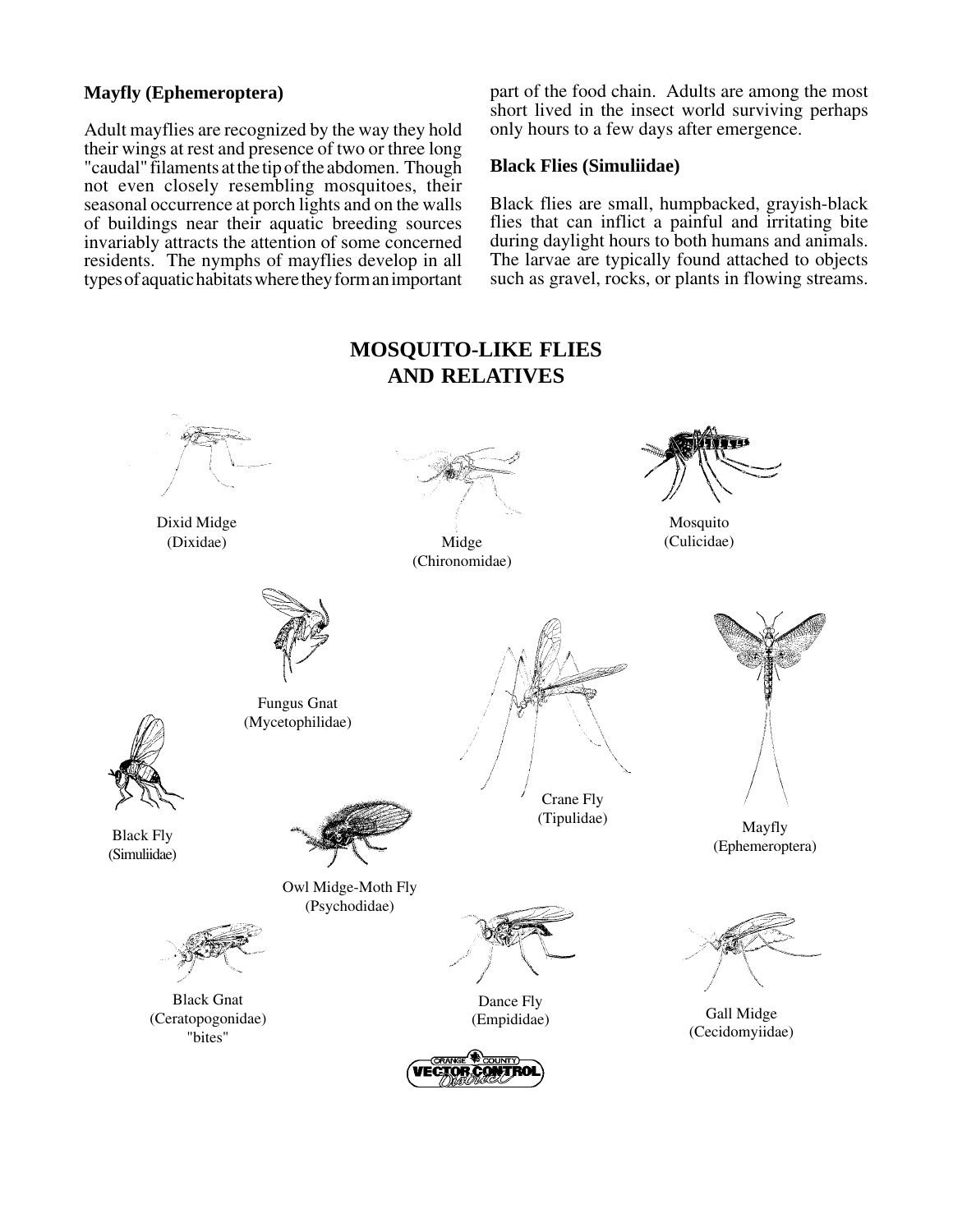### Mayfly (Ephemeroptera)

Adult mayflies are recognized by the way they hold their wings at rest and presence of two or three long "caudal" filaments at the tip of the abdomen. Though not even closely resembling mosquitoes, their seasonal occurrence at porch lights and on the walls of buildings near their aquatic breeding sources invariably attracts the attention of some concerned residents. The nymphs of mayflies develop in all types of aquatic habitats where they form an important part of the food chain. Adults are among the most short lived in the insect world surviving perhaps only hours to a few days after emergence.

### Black Flies (Simuliidae)

Black flies are small, humpbacked, grayish-black flies that can inflict a painful and irritating bite during daylight hours to both humans and animals. The larvae are typically found attached to objects such as gravel, rocks, or plants in flowing streams.

## MOSQUITO-LIKE FLIES AND RELATIVES

Dixid Midge
(Dixidae)

Midge
(Chironomidae)

Mosquito
(Culicidae)

Fungus Gnat
(Mycetophilidae)

Crane Fly
(Tipulidae)

Mayfly
(Ephemeroptera)

Black Fly
(Simuliidae)

Owl Midge-Moth Fly
(Psychodidae)

Black Gnat
(Ceratopogonidae)
"bites"

Dance Fly
(Empididae)

Gall Midge
(Cecidomyiidae)

ORANGE COUNTY VECTOR CONTROL District